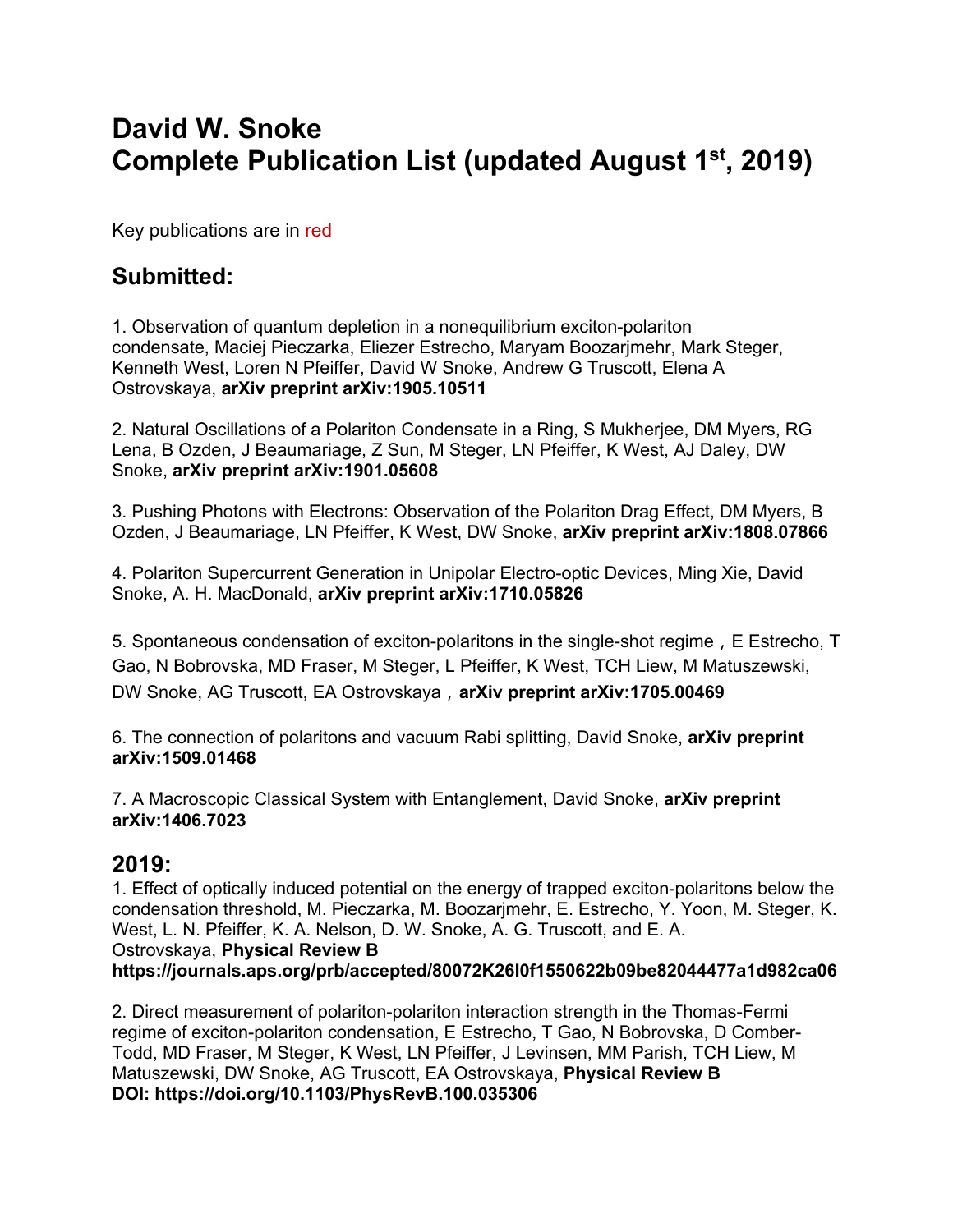# David W. Snoke
# Complete Publication List (updated August 1st, 2019)

Key publications are in red

## Submitted:

1. Observation of quantum depletion in a nonequilibrium exciton-polariton condensate, Maciej Pieczarka, Eliezer Estrecho, Maryam Boozarjmehr, Mark Steger, Kenneth West, Loren N Pfeiffer, David W Snoke, Andrew G Truscott, Elena A Ostrovskaya, **arXiv preprint arXiv:1905.10511**

2. Natural Oscillations of a Polariton Condensate in a Ring, S Mukherjee, DM Myers, RG Lena, B Ozden, J Beaumariage, Z Sun, M Steger, LN Pfeiffer, K West, AJ Daley, DW Snoke, **arXiv preprint arXiv:1901.05608**

3. Pushing Photons with Electrons: Observation of the Polariton Drag Effect, DM Myers, B Ozden, J Beaumariage, LN Pfeiffer, K West, DW Snoke, **arXiv preprint arXiv:1808.07866**

4. Polariton Supercurrent Generation in Unipolar Electro-optic Devices, Ming Xie, David Snoke, A. H. MacDonald, **arXiv preprint arXiv:1710.05826**

5. Spontaneous condensation of exciton-polaritons in the single-shot regime，E Estrecho, T Gao, N Bobrovska, MD Fraser, M Steger, L Pfeiffer, K West, TCH Liew, M Matuszewski, DW Snoke, AG Truscott, EA Ostrovskaya，**arXiv preprint arXiv:1705.00469**

6. The connection of polaritons and vacuum Rabi splitting, David Snoke, **arXiv preprint arXiv:1509.01468**

7. A Macroscopic Classical System with Entanglement, David Snoke, **arXiv preprint arXiv:1406.7023**

## 2019:

1. Effect of optically induced potential on the energy of trapped exciton-polaritons below the condensation threshold, M. Pieczarka, M. Boozarjmehr, E. Estrecho, Y. Yoon, M. Steger, K. West, L. N. Pfeiffer, K. A. Nelson, D. W. Snoke, A. G. Truscott, and E. A. Ostrovskaya, **Physical Review B https://journals.aps.org/prb/accepted/80072K26l0f1550622b09be82044477a1d982ca06**

2. Direct measurement of polariton-polariton interaction strength in the Thomas-Fermi regime of exciton-polariton condensation, E Estrecho, T Gao, N Bobrovska, D Comber-Todd, MD Fraser, M Steger, K West, LN Pfeiffer, J Levinsen, MM Parish, TCH Liew, M Matuszewski, DW Snoke, AG Truscott, EA Ostrovskaya, **Physical Review B DOI: https://doi.org/10.1103/PhysRevB.100.035306**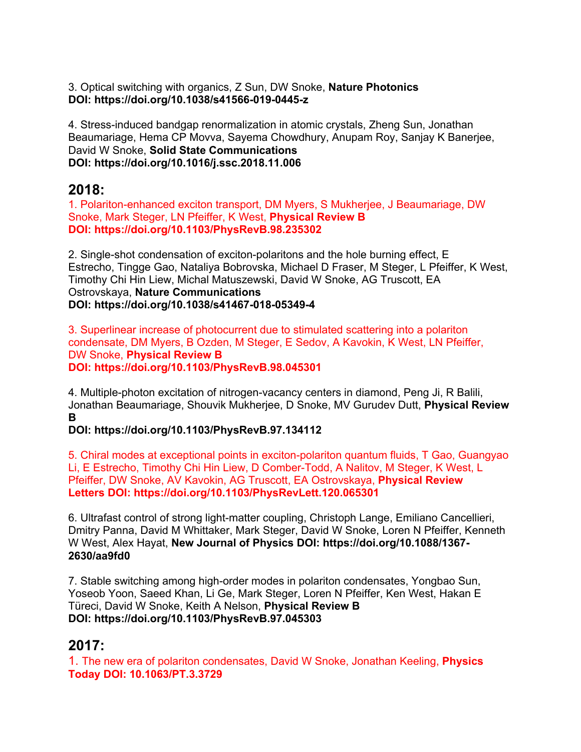3. Optical switching with organics, Z Sun, DW Snoke, **Nature Photonics**
**DOI: https://doi.org/10.1038/s41566-019-0445-z**

4. Stress-induced bandgap renormalization in atomic crystals, Zheng Sun, Jonathan Beaumariage, Hema CP Movva, Sayema Chowdhury, Anupam Roy, Sanjay K Banerjee, David W Snoke, **Solid State Communications**
**DOI: https://doi.org/10.1016/j.ssc.2018.11.006**

## 2018:

1. Polariton-enhanced exciton transport, DM Myers, S Mukherjee, J Beaumariage, DW Snoke, Mark Steger, LN Pfeiffer, K West, **Physical Review B**
**DOI: https://doi.org/10.1103/PhysRevB.98.235302**

2. Single-shot condensation of exciton-polaritons and the hole burning effect, E Estrecho, Tingge Gao, Nataliya Bobrovska, Michael D Fraser, M Steger, L Pfeiffer, K West, Timothy Chi Hin Liew, Michal Matuszewski, David W Snoke, AG Truscott, EA Ostrovskaya, **Nature Communications**
**DOI: https://doi.org/10.1038/s41467-018-05349-4**

3. Superlinear increase of photocurrent due to stimulated scattering into a polariton condensate, DM Myers, B Ozden, M Steger, E Sedov, A Kavokin, K West, LN Pfeiffer, DW Snoke, **Physical Review B**
**DOI: https://doi.org/10.1103/PhysRevB.98.045301**

4. Multiple-photon excitation of nitrogen-vacancy centers in diamond, Peng Ji, R Balili, Jonathan Beaumariage, Shouvik Mukherjee, D Snoke, MV Gurudev Dutt, **Physical Review B**
**DOI: https://doi.org/10.1103/PhysRevB.97.134112**

5. Chiral modes at exceptional points in exciton-polariton quantum fluids, T Gao, Guangyao Li, E Estrecho, Timothy Chi Hin Liew, D Comber-Todd, A Nalitov, M Steger, K West, L Pfeiffer, DW Snoke, AV Kavokin, AG Truscott, EA Ostrovskaya, **Physical Review Letters DOI: https://doi.org/10.1103/PhysRevLett.120.065301**

6. Ultrafast control of strong light-matter coupling, Christoph Lange, Emiliano Cancellieri, Dmitry Panna, David M Whittaker, Mark Steger, David W Snoke, Loren N Pfeiffer, Kenneth W West, Alex Hayat, **New Journal of Physics DOI: https://doi.org/10.1088/1367-2630/aa9fd0**

7. Stable switching among high-order modes in polariton condensates, Yongbao Sun, Yoseob Yoon, Saeed Khan, Li Ge, Mark Steger, Loren N Pfeiffer, Ken West, Hakan E Türeci, David W Snoke, Keith A Nelson, **Physical Review B**
**DOI: https://doi.org/10.1103/PhysRevB.97.045303**

## 2017:

1. The new era of polariton condensates, David W Snoke, Jonathan Keeling, **Physics Today DOI: 10.1063/PT.3.3729**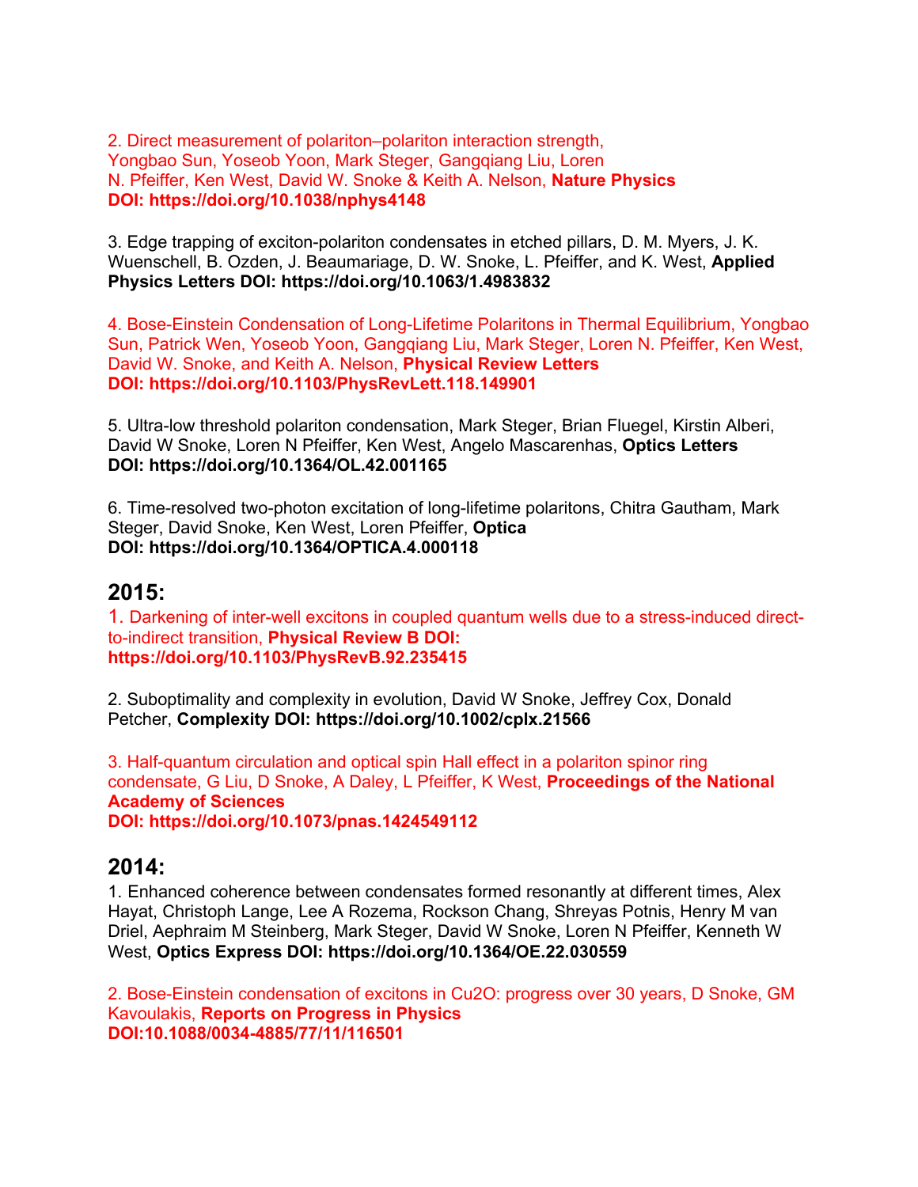2. Direct measurement of polariton–polariton interaction strength, Yongbao Sun, Yoseob Yoon, Mark Steger, Gangqiang Liu, Loren N. Pfeiffer, Ken West, David W. Snoke & Keith A. Nelson, **Nature Physics DOI: https://doi.org/10.1038/nphys4148**

3. Edge trapping of exciton-polariton condensates in etched pillars, D. M. Myers, J. K. Wuenschell, B. Ozden, J. Beaumariage, D. W. Snoke, L. Pfeiffer, and K. West, **Applied Physics Letters DOI: https://doi.org/10.1063/1.4983832**

4. Bose-Einstein Condensation of Long-Lifetime Polaritons in Thermal Equilibrium, Yongbao Sun, Patrick Wen, Yoseob Yoon, Gangqiang Liu, Mark Steger, Loren N. Pfeiffer, Ken West, David W. Snoke, and Keith A. Nelson, **Physical Review Letters DOI: https://doi.org/10.1103/PhysRevLett.118.149901**

5. Ultra-low threshold polariton condensation, Mark Steger, Brian Fluegel, Kirstin Alberi, David W Snoke, Loren N Pfeiffer, Ken West, Angelo Mascarenhas, **Optics Letters DOI: https://doi.org/10.1364/OL.42.001165**

6. Time-resolved two-photon excitation of long-lifetime polaritons, Chitra Gautham, Mark Steger, David Snoke, Ken West, Loren Pfeiffer, **Optica DOI: https://doi.org/10.1364/OPTICA.4.000118**

## 2015:

1. Darkening of inter-well excitons in coupled quantum wells due to a stress-induced direct-to-indirect transition, **Physical Review B DOI: https://doi.org/10.1103/PhysRevB.92.235415**

2. Suboptimality and complexity in evolution, David W Snoke, Jeffrey Cox, Donald Petcher, **Complexity DOI: https://doi.org/10.1002/cplx.21566**

3. Half-quantum circulation and optical spin Hall effect in a polariton spinor ring condensate, G Liu, D Snoke, A Daley, L Pfeiffer, K West, **Proceedings of the National Academy of Sciences DOI: https://doi.org/10.1073/pnas.1424549112**

## 2014:

1. Enhanced coherence between condensates formed resonantly at different times, Alex Hayat, Christoph Lange, Lee A Rozema, Rockson Chang, Shreyas Potnis, Henry M van Driel, Aephraim M Steinberg, Mark Steger, David W Snoke, Loren N Pfeiffer, Kenneth W West, **Optics Express DOI: https://doi.org/10.1364/OE.22.030559**

2. Bose-Einstein condensation of excitons in $Cu_2O$: progress over 30 years, D Snoke, GM Kavoulakis, **Reports on Progress in Physics DOI:10.1088/0034-4885/77/11/116501**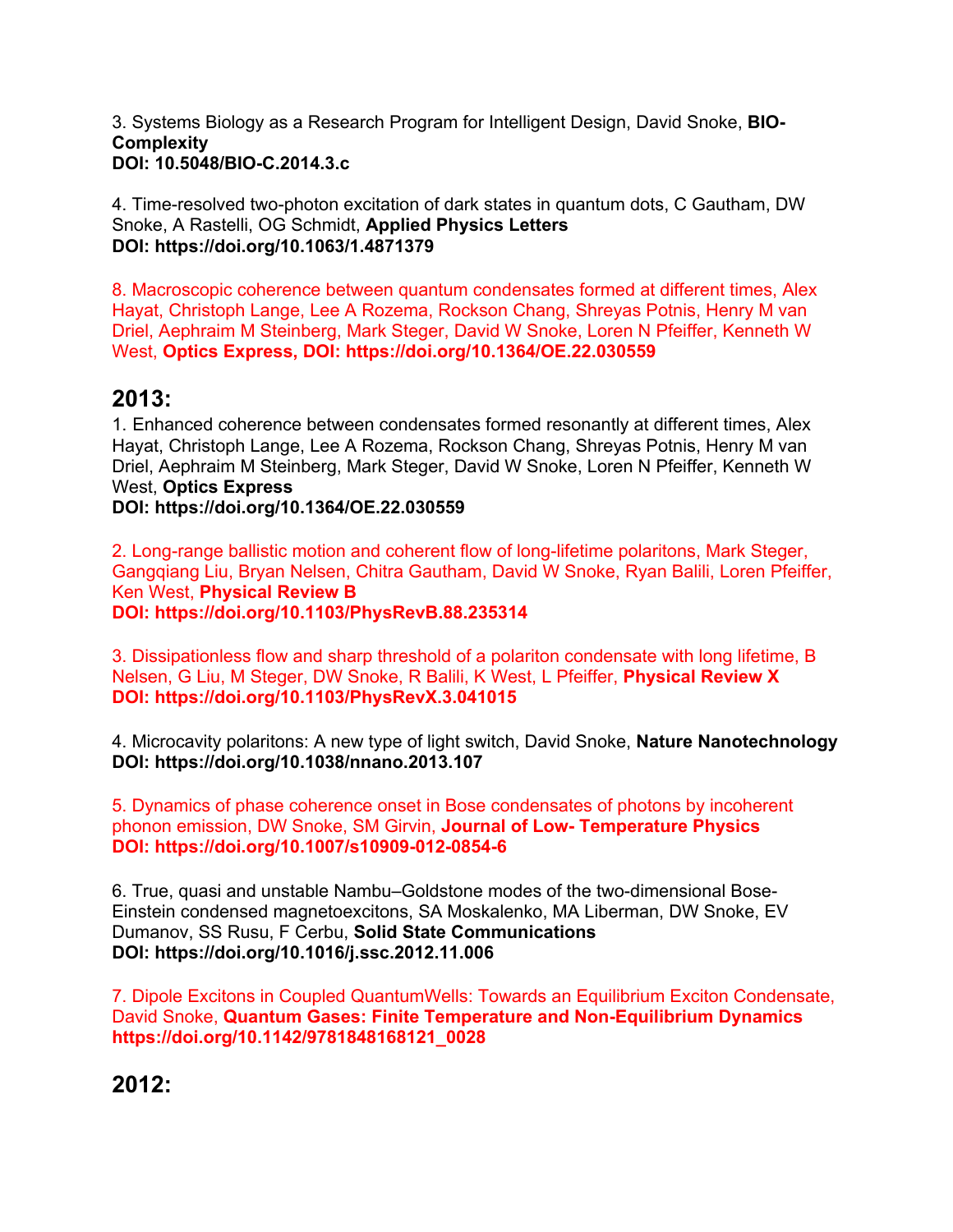3. Systems Biology as a Research Program for Intelligent Design, David Snoke, **BIO-Complexity**
**DOI: 10.5048/BIO-C.2014.3.c**

4. Time-resolved two-photon excitation of dark states in quantum dots, C Gautham, DW Snoke, A Rastelli, OG Schmidt, **Applied Physics Letters**
**DOI: https://doi.org/10.1063/1.4871379**

8. Macroscopic coherence between quantum condensates formed at different times, Alex Hayat, Christoph Lange, Lee A Rozema, Rockson Chang, Shreyas Potnis, Henry M van Driel, Aephraim M Steinberg, Mark Steger, David W Snoke, Loren N Pfeiffer, Kenneth W West, **Optics Express, DOI: https://doi.org/10.1364/OE.22.030559**

## 2013:

1. Enhanced coherence between condensates formed resonantly at different times, Alex Hayat, Christoph Lange, Lee A Rozema, Rockson Chang, Shreyas Potnis, Henry M van Driel, Aephraim M Steinberg, Mark Steger, David W Snoke, Loren N Pfeiffer, Kenneth W West, **Optics Express**
**DOI: https://doi.org/10.1364/OE.22.030559**

2. Long-range ballistic motion and coherent flow of long-lifetime polaritons, Mark Steger, Gangqiang Liu, Bryan Nelsen, Chitra Gautham, David W Snoke, Ryan Balili, Loren Pfeiffer, Ken West, **Physical Review B**
**DOI: https://doi.org/10.1103/PhysRevB.88.235314**

3. Dissipationless flow and sharp threshold of a polariton condensate with long lifetime, B Nelsen, G Liu, M Steger, DW Snoke, R Balili, K West, L Pfeiffer, **Physical Review X**
**DOI: https://doi.org/10.1103/PhysRevX.3.041015**

4. Microcavity polaritons: A new type of light switch, David Snoke, **Nature Nanotechnology**
**DOI: https://doi.org/10.1038/nnano.2013.107**

5. Dynamics of phase coherence onset in Bose condensates of photons by incoherent phonon emission, DW Snoke, SM Girvin, **Journal of Low- Temperature Physics**
**DOI: https://doi.org/10.1007/s10909-012-0854-6**

6. True, quasi and unstable Nambu–Goldstone modes of the two-dimensional Bose-Einstein condensed magnetoexcitons, SA Moskalenko, MA Liberman, DW Snoke, EV Dumanov, SS Rusu, F Cerbu, **Solid State Communications**
**DOI: https://doi.org/10.1016/j.ssc.2012.11.006**

7. Dipole Excitons in Coupled QuantumWells: Towards an Equilibrium Exciton Condensate, David Snoke, **Quantum Gases: Finite Temperature and Non-Equilibrium Dynamics**
**https://doi.org/10.1142/9781848168121_0028**

## 2012: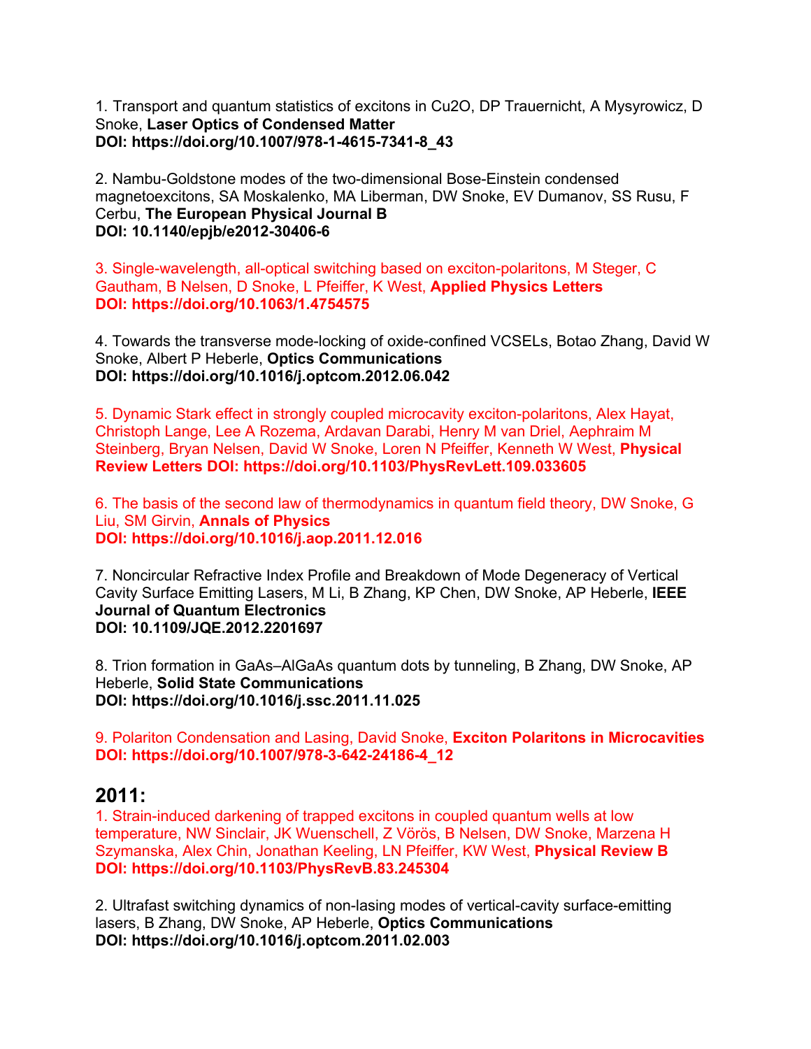1. Transport and quantum statistics of excitons in Cu2O, DP Trauernicht, A Mysyrowicz, D Snoke, **Laser Optics of Condensed Matter**
**DOI: https://doi.org/10.1007/978-1-4615-7341-8_43**

2. Nambu-Goldstone modes of the two-dimensional Bose-Einstein condensed magnetoexcitons, SA Moskalenko, MA Liberman, DW Snoke, EV Dumanov, SS Rusu, F Cerbu, **The European Physical Journal B**
**DOI: 10.1140/epjb/e2012-30406-6**

3. Single-wavelength, all-optical switching based on exciton-polaritons, M Steger, C Gautham, B Nelsen, D Snoke, L Pfeiffer, K West, **Applied Physics Letters**
**DOI: https://doi.org/10.1063/1.4754575**

4. Towards the transverse mode-locking of oxide-confined VCSELs, Botao Zhang, David W Snoke, Albert P Heberle, **Optics Communications**
**DOI: https://doi.org/10.1016/j.optcom.2012.06.042**

5. Dynamic Stark effect in strongly coupled microcavity exciton-polaritons, Alex Hayat, Christoph Lange, Lee A Rozema, Ardavan Darabi, Henry M van Driel, Aephraim M Steinberg, Bryan Nelsen, David W Snoke, Loren N Pfeiffer, Kenneth W West, **Physical Review Letters DOI: https://doi.org/10.1103/PhysRevLett.109.033605**

6. The basis of the second law of thermodynamics in quantum field theory, DW Snoke, G Liu, SM Girvin, **Annals of Physics**
**DOI: https://doi.org/10.1016/j.aop.2011.12.016**

7. Noncircular Refractive Index Profile and Breakdown of Mode Degeneracy of Vertical Cavity Surface Emitting Lasers, M Li, B Zhang, KP Chen, DW Snoke, AP Heberle, **IEEE Journal of Quantum Electronics**
**DOI: 10.1109/JQE.2012.2201697**

8. Trion formation in GaAs–AlGaAs quantum dots by tunneling, B Zhang, DW Snoke, AP Heberle, **Solid State Communications**
**DOI: https://doi.org/10.1016/j.ssc.2011.11.025**

9. Polariton Condensation and Lasing, David Snoke, **Exciton Polaritons in Microcavities**
**DOI: https://doi.org/10.1007/978-3-642-24186-4_12**

## 2011:

1. Strain-induced darkening of trapped excitons in coupled quantum wells at low temperature, NW Sinclair, JK Wuenschell, Z Vörös, B Nelsen, DW Snoke, Marzena H Szymanska, Alex Chin, Jonathan Keeling, LN Pfeiffer, KW West, **Physical Review B**
**DOI: https://doi.org/10.1103/PhysRevB.83.245304**

2. Ultrafast switching dynamics of non-lasing modes of vertical-cavity surface-emitting lasers, B Zhang, DW Snoke, AP Heberle, **Optics Communications**
**DOI: https://doi.org/10.1016/j.optcom.2011.02.003**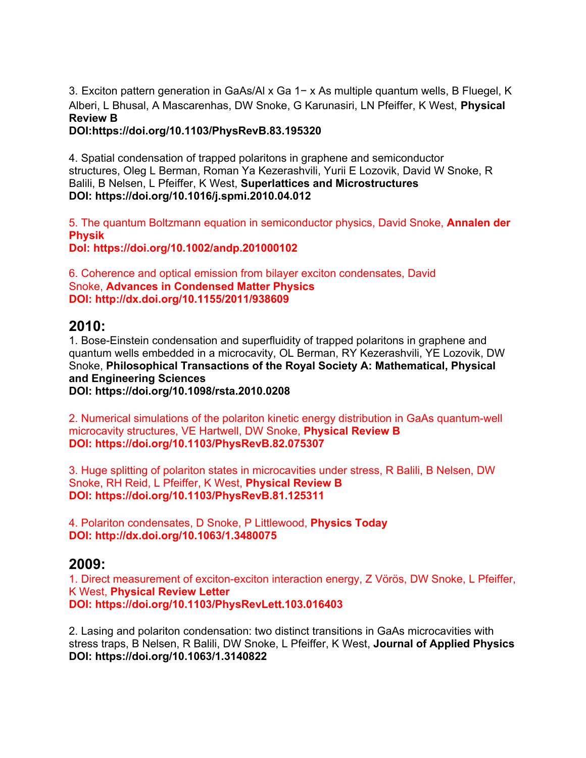3. Exciton pattern generation in GaAs/Al x Ga 1− x As multiple quantum wells, B Fluegel, K Alberi, L Bhusal, A Mascarenhas, DW Snoke, G Karunasiri, LN Pfeiffer, K West, **Physical Review B**
**DOI:https://doi.org/10.1103/PhysRevB.83.195320**

4. Spatial condensation of trapped polaritons in graphene and semiconductor structures, Oleg L Berman, Roman Ya Kezerashvili, Yurii E Lozovik, David W Snoke, R Balili, B Nelsen, L Pfeiffer, K West, **Superlattices and Microstructures**
**DOI: https://doi.org/10.1016/j.spmi.2010.04.012**

5. The quantum Boltzmann equation in semiconductor physics, David Snoke, **Annalen der Physik**
**DoI: https://doi.org/10.1002/andp.201000102**

6. Coherence and optical emission from bilayer exciton condensates, David Snoke, **Advances in Condensed Matter Physics**
**DOI: http://dx.doi.org/10.1155/2011/938609**

## 2010:

1. Bose-Einstein condensation and superfluidity of trapped polaritons in graphene and quantum wells embedded in a microcavity, OL Berman, RY Kezerashvili, YE Lozovik, DW Snoke, **Philosophical Transactions of the Royal Society A: Mathematical, Physical and Engineering Sciences**
**DOI: https://doi.org/10.1098/rsta.2010.0208**

2. Numerical simulations of the polariton kinetic energy distribution in GaAs quantum-well microcavity structures, VE Hartwell, DW Snoke, **Physical Review B**
**DOI: https://doi.org/10.1103/PhysRevB.82.075307**

3. Huge splitting of polariton states in microcavities under stress, R Balili, B Nelsen, DW Snoke, RH Reid, L Pfeiffer, K West, **Physical Review B**
**DOI: https://doi.org/10.1103/PhysRevB.81.125311**

4. Polariton condensates, D Snoke, P Littlewood, **Physics Today**
**DOI: http://dx.doi.org/10.1063/1.3480075**

## 2009:

1. Direct measurement of exciton-exciton interaction energy, Z Vörös, DW Snoke, L Pfeiffer, K West, **Physical Review Letter**
**DOI: https://doi.org/10.1103/PhysRevLett.103.016403**

2. Lasing and polariton condensation: two distinct transitions in GaAs microcavities with stress traps, B Nelsen, R Balili, DW Snoke, L Pfeiffer, K West, **Journal of Applied Physics**
**DOI: https://doi.org/10.1063/1.3140822**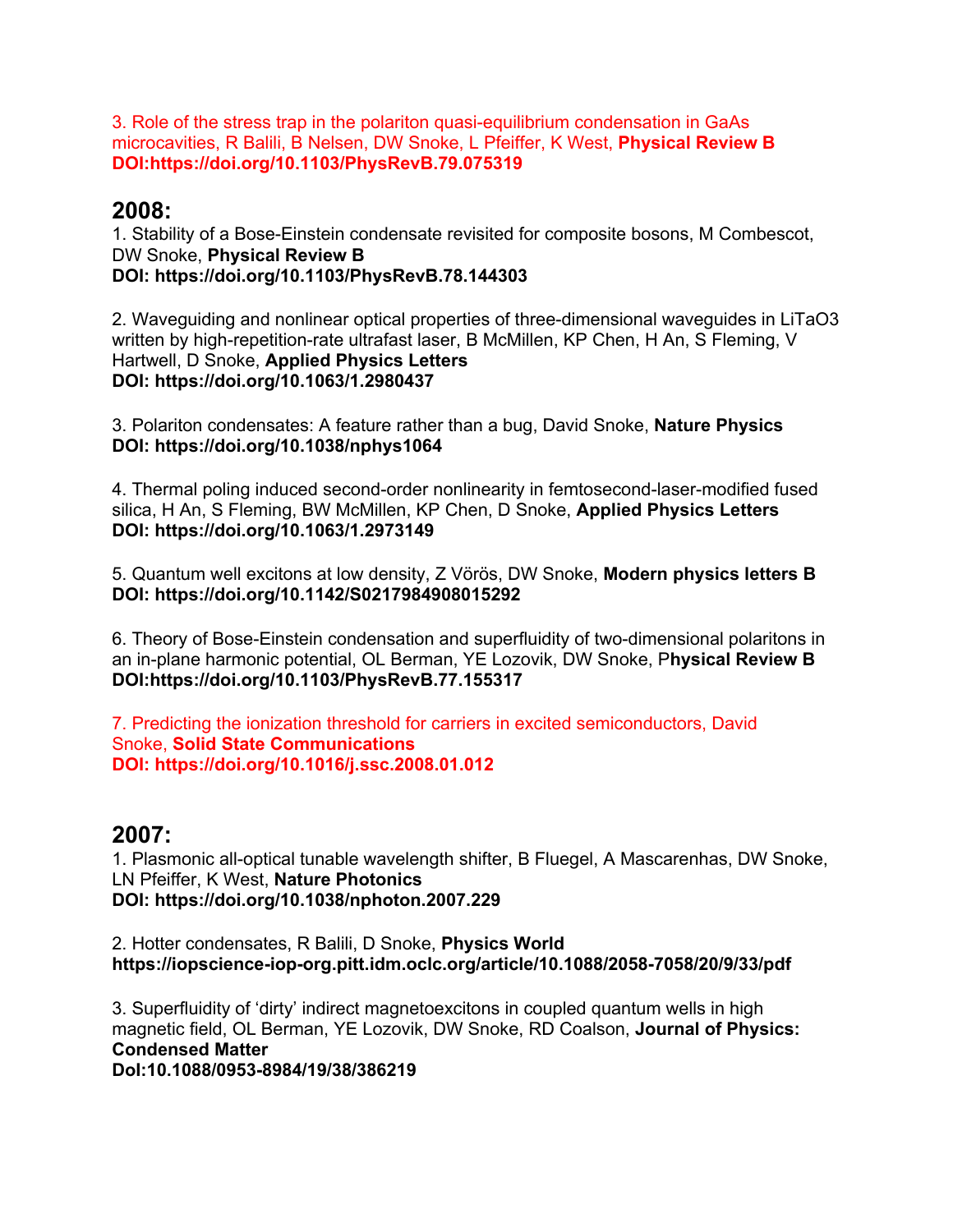3. Role of the stress trap in the polariton quasi-equilibrium condensation in GaAs microcavities, R Balili, B Nelsen, DW Snoke, L Pfeiffer, K West, **Physical Review B**
**DOI:https://doi.org/10.1103/PhysRevB.79.075319**

## 2008:

1. Stability of a Bose-Einstein condensate revisited for composite bosons, M Combescot, DW Snoke, **Physical Review B**
**DOI: https://doi.org/10.1103/PhysRevB.78.144303**

2. Waveguiding and nonlinear optical properties of three-dimensional waveguides in $LiTaO_3$ written by high-repetition-rate ultrafast laser, B McMillen, KP Chen, H An, S Fleming, V Hartwell, D Snoke, **Applied Physics Letters**
**DOI: https://doi.org/10.1063/1.2980437**

3. Polariton condensates: A feature rather than a bug, David Snoke, **Nature Physics**
**DOI: https://doi.org/10.1038/nphys1064**

4. Thermal poling induced second-order nonlinearity in femtosecond-laser-modified fused silica, H An, S Fleming, BW McMillen, KP Chen, D Snoke, **Applied Physics Letters**
**DOI: https://doi.org/10.1063/1.2973149**

5. Quantum well excitons at low density, Z Vörös, DW Snoke, **Modern physics letters B**
**DOI: https://doi.org/10.1142/S0217984908015292**

6. Theory of Bose-Einstein condensation and superfluidity of two-dimensional polaritons in an in-plane harmonic potential, OL Berman, YE Lozovik, DW Snoke, P**hysical Review B**
**DOI:https://doi.org/10.1103/PhysRevB.77.155317**

7. Predicting the ionization threshold for carriers in excited semiconductors, David Snoke, **Solid State Communications**
**DOI: https://doi.org/10.1016/j.ssc.2008.01.012**

## 2007:

1. Plasmonic all-optical tunable wavelength shifter, B Fluegel, A Mascarenhas, DW Snoke, LN Pfeiffer, K West, **Nature Photonics**
**DOI: https://doi.org/10.1038/nphoton.2007.229**

2. Hotter condensates, R Balili, D Snoke, **Physics World**
**https://iopscience-iop-org.pitt.idm.oclc.org/article/10.1088/2058-7058/20/9/33/pdf**

3. Superfluidity of 'dirty' indirect magnetoexcitons in coupled quantum wells in high magnetic field, OL Berman, YE Lozovik, DW Snoke, RD Coalson, **Journal of Physics: Condensed Matter**
**DoI:10.1088/0953-8984/19/38/386219**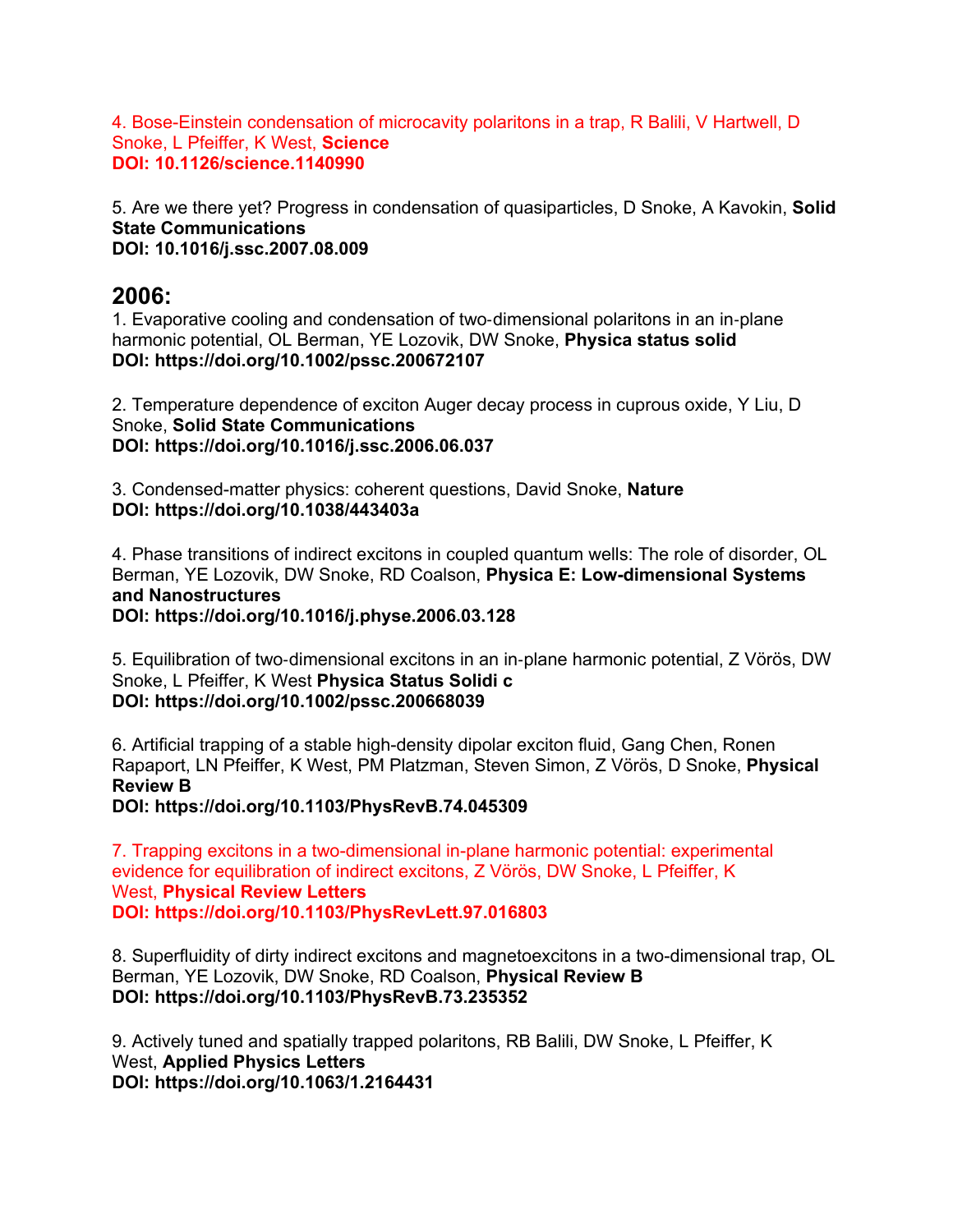4. Bose-Einstein condensation of microcavity polaritons in a trap, R Balili, V Hartwell, D Snoke, L Pfeiffer, K West, **Science**
**DOI: 10.1126/science.1140990**

5. Are we there yet? Progress in condensation of quasiparticles, D Snoke, A Kavokin, **Solid State Communications**
**DOI: 10.1016/j.ssc.2007.08.009**

## 2006:

1. Evaporative cooling and condensation of two-dimensional polaritons in an in-plane harmonic potential, OL Berman, YE Lozovik, DW Snoke, **Physica status solid**
**DOI: https://doi.org/10.1002/pssc.200672107**

2. Temperature dependence of exciton Auger decay process in cuprous oxide, Y Liu, D Snoke, **Solid State Communications**
**DOI: https://doi.org/10.1016/j.ssc.2006.06.037**

3. Condensed-matter physics: coherent questions, David Snoke, **Nature**
**DOI: https://doi.org/10.1038/443403a**

4. Phase transitions of indirect excitons in coupled quantum wells: The role of disorder, OL Berman, YE Lozovik, DW Snoke, RD Coalson, **Physica E: Low-dimensional Systems and Nanostructures**
**DOI: https://doi.org/10.1016/j.physe.2006.03.128**

5. Equilibration of two-dimensional excitons in an in-plane harmonic potential, Z Vörös, DW Snoke, L Pfeiffer, K West **Physica Status Solidi c**
**DOI: https://doi.org/10.1002/pssc.200668039**

6. Artificial trapping of a stable high-density dipolar exciton fluid, Gang Chen, Ronen Rapaport, LN Pfeiffer, K West, PM Platzman, Steven Simon, Z Vörös, D Snoke, **Physical Review B**
**DOI: https://doi.org/10.1103/PhysRevB.74.045309**

7. Trapping excitons in a two-dimensional in-plane harmonic potential: experimental evidence for equilibration of indirect excitons, Z Vörös, DW Snoke, L Pfeiffer, K West, **Physical Review Letters**
**DOI: https://doi.org/10.1103/PhysRevLett.97.016803**

8. Superfluidity of dirty indirect excitons and magnetoexcitons in a two-dimensional trap, OL Berman, YE Lozovik, DW Snoke, RD Coalson, **Physical Review B**
**DOI: https://doi.org/10.1103/PhysRevB.73.235352**

9. Actively tuned and spatially trapped polaritons, RB Balili, DW Snoke, L Pfeiffer, K West, **Applied Physics Letters**
**DOI: https://doi.org/10.1063/1.2164431**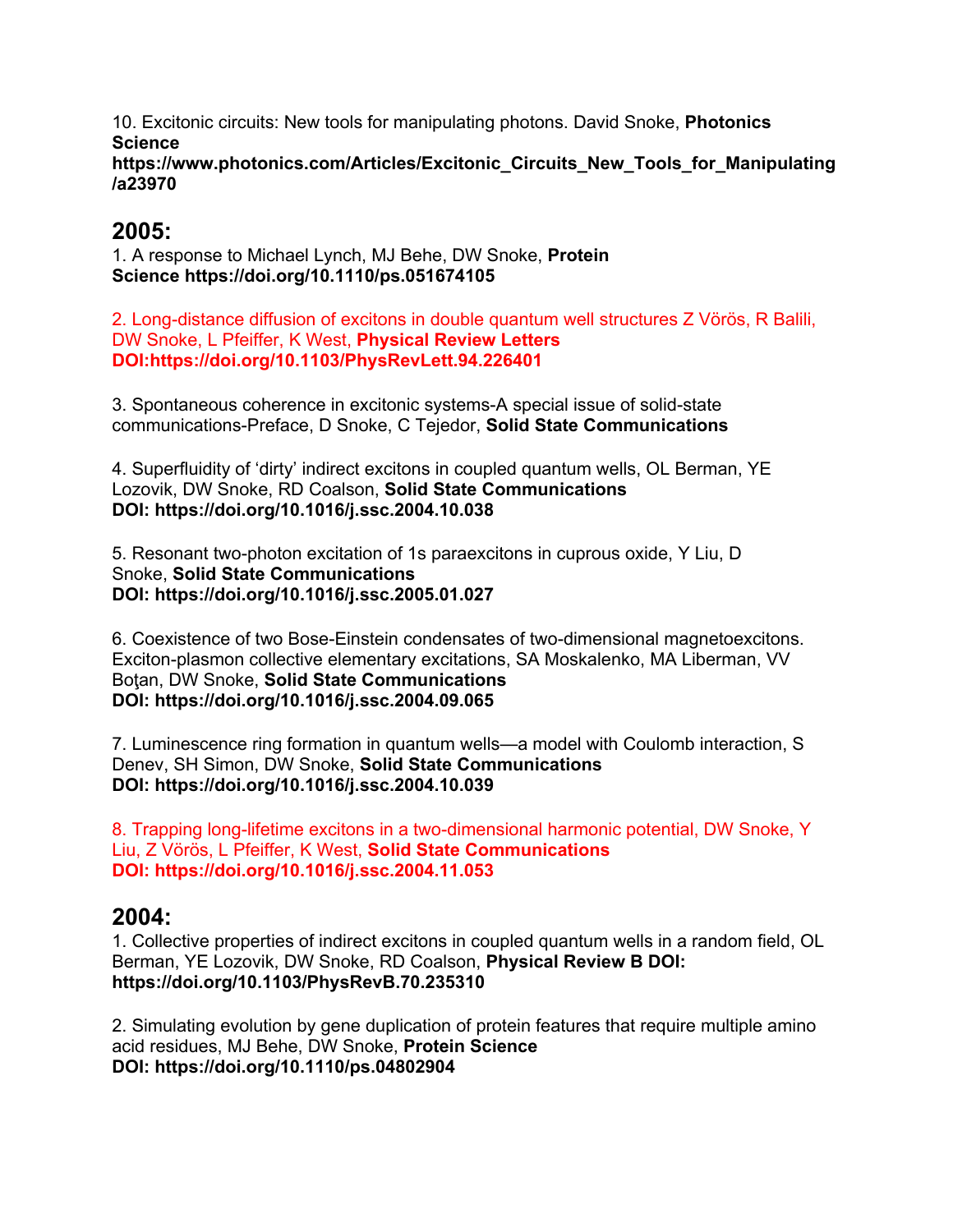10. Excitonic circuits: New tools for manipulating photons. David Snoke, **Photonics Science https://www.photonics.com/Articles/Excitonic_Circuits_New_Tools_for_Manipulating/a23970**

## 2005:

1. A response to Michael Lynch, MJ Behe, DW Snoke, **Protein Science https://doi.org/10.1110/ps.051674105**

2. Long-distance diffusion of excitons in double quantum well structures Z Vörös, R Balili, DW Snoke, L Pfeiffer, K West, **Physical Review Letters DOI:https://doi.org/10.1103/PhysRevLett.94.226401**

3. Spontaneous coherence in excitonic systems-A special issue of solid-state communications-Preface, D Snoke, C Tejedor, **Solid State Communications**

4. Superfluidity of 'dirty' indirect excitons in coupled quantum wells, OL Berman, YE Lozovik, DW Snoke, RD Coalson, **Solid State Communications DOI: https://doi.org/10.1016/j.ssc.2004.10.038**

5. Resonant two-photon excitation of 1s paraexcitons in cuprous oxide, Y Liu, D Snoke, **Solid State Communications DOI: https://doi.org/10.1016/j.ssc.2005.01.027**

6. Coexistence of two Bose-Einstein condensates of two-dimensional magnetoexcitons. Exciton-plasmon collective elementary excitations, SA Moskalenko, MA Liberman, VV Boţan, DW Snoke, **Solid State Communications DOI: https://doi.org/10.1016/j.ssc.2004.09.065**

7. Luminescence ring formation in quantum wells—a model with Coulomb interaction, S Denev, SH Simon, DW Snoke, **Solid State Communications DOI: https://doi.org/10.1016/j.ssc.2004.10.039**

8. Trapping long-lifetime excitons in a two-dimensional harmonic potential, DW Snoke, Y Liu, Z Vörös, L Pfeiffer, K West, **Solid State Communications DOI: https://doi.org/10.1016/j.ssc.2004.11.053**

## 2004:

1. Collective properties of indirect excitons in coupled quantum wells in a random field, OL Berman, YE Lozovik, DW Snoke, RD Coalson, **Physical Review B DOI: https://doi.org/10.1103/PhysRevB.70.235310**

2. Simulating evolution by gene duplication of protein features that require multiple amino acid residues, MJ Behe, DW Snoke, **Protein Science DOI: https://doi.org/10.1110/ps.04802904**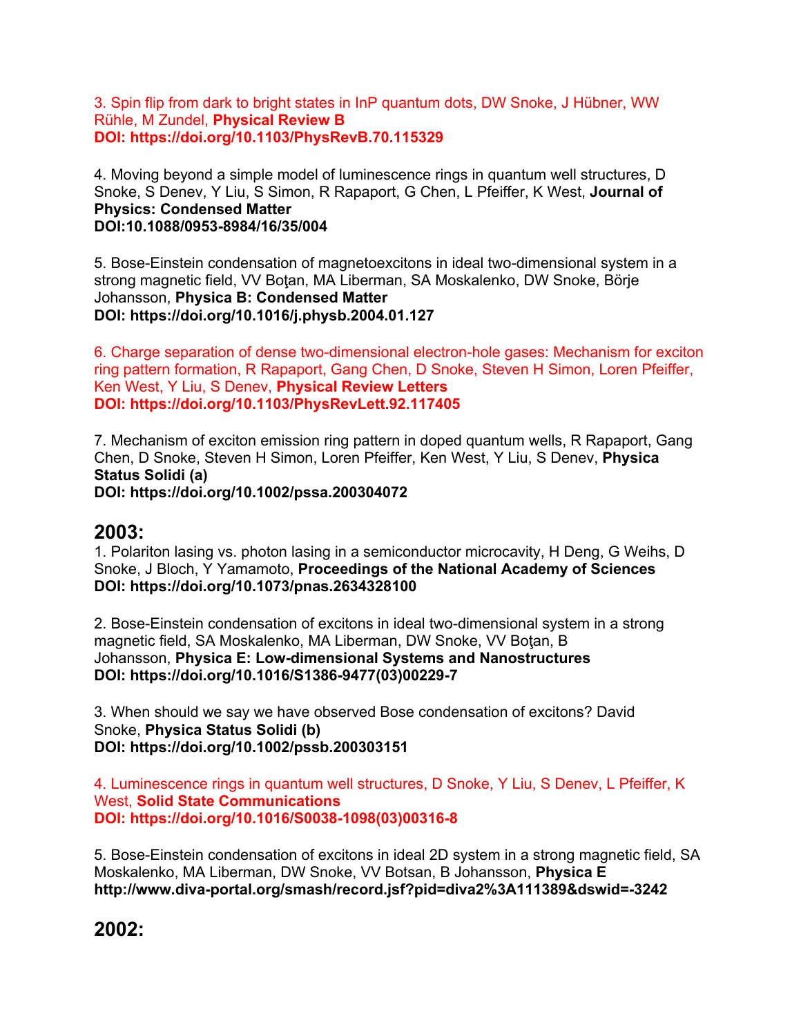3. Spin flip from dark to bright states in InP quantum dots, DW Snoke, J Hübner, WW Rühle, M Zundel, **Physical Review B**
**DOI: https://doi.org/10.1103/PhysRevB.70.115329**

4. Moving beyond a simple model of luminescence rings in quantum well structures, D Snoke, S Denev, Y Liu, S Simon, R Rapaport, G Chen, L Pfeiffer, K West, **Journal of Physics: Condensed Matter**
**DOI:10.1088/0953-8984/16/35/004**

5. Bose-Einstein condensation of magnetoexcitons in ideal two-dimensional system in a strong magnetic field, VV Boţan, MA Liberman, SA Moskalenko, DW Snoke, Börje Johansson, **Physica B: Condensed Matter**
**DOI: https://doi.org/10.1016/j.physb.2004.01.127**

6. Charge separation of dense two-dimensional electron-hole gases: Mechanism for exciton ring pattern formation, R Rapaport, Gang Chen, D Snoke, Steven H Simon, Loren Pfeiffer, Ken West, Y Liu, S Denev, **Physical Review Letters**
**DOI: https://doi.org/10.1103/PhysRevLett.92.117405**

7. Mechanism of exciton emission ring pattern in doped quantum wells, R Rapaport, Gang Chen, D Snoke, Steven H Simon, Loren Pfeiffer, Ken West, Y Liu, S Denev, **Physica Status Solidi (a)**
**DOI: https://doi.org/10.1002/pssa.200304072**

## 2003:

1. Polariton lasing vs. photon lasing in a semiconductor microcavity, H Deng, G Weihs, D Snoke, J Bloch, Y Yamamoto, **Proceedings of the National Academy of Sciences**
**DOI: https://doi.org/10.1073/pnas.2634328100**

2. Bose-Einstein condensation of excitons in ideal two-dimensional system in a strong magnetic field, SA Moskalenko, MA Liberman, DW Snoke, VV Boţan, B Johansson, **Physica E: Low-dimensional Systems and Nanostructures**
**DOI: https://doi.org/10.1016/S1386-9477(03)00229-7**

3. When should we say we have observed Bose condensation of excitons? David Snoke, **Physica Status Solidi (b)**
**DOI: https://doi.org/10.1002/pssb.200303151**

4. Luminescence rings in quantum well structures, D Snoke, Y Liu, S Denev, L Pfeiffer, K West, **Solid State Communications**
**DOI: https://doi.org/10.1016/S0038-1098(03)00316-8**

5. Bose-Einstein condensation of excitons in ideal 2D system in a strong magnetic field, SA Moskalenko, MA Liberman, DW Snoke, VV Botsan, B Johansson, **Physica E**
**http://www.diva-portal.org/smash/record.jsf?pid=diva2%3A111389&dswid=-3242**

## 2002: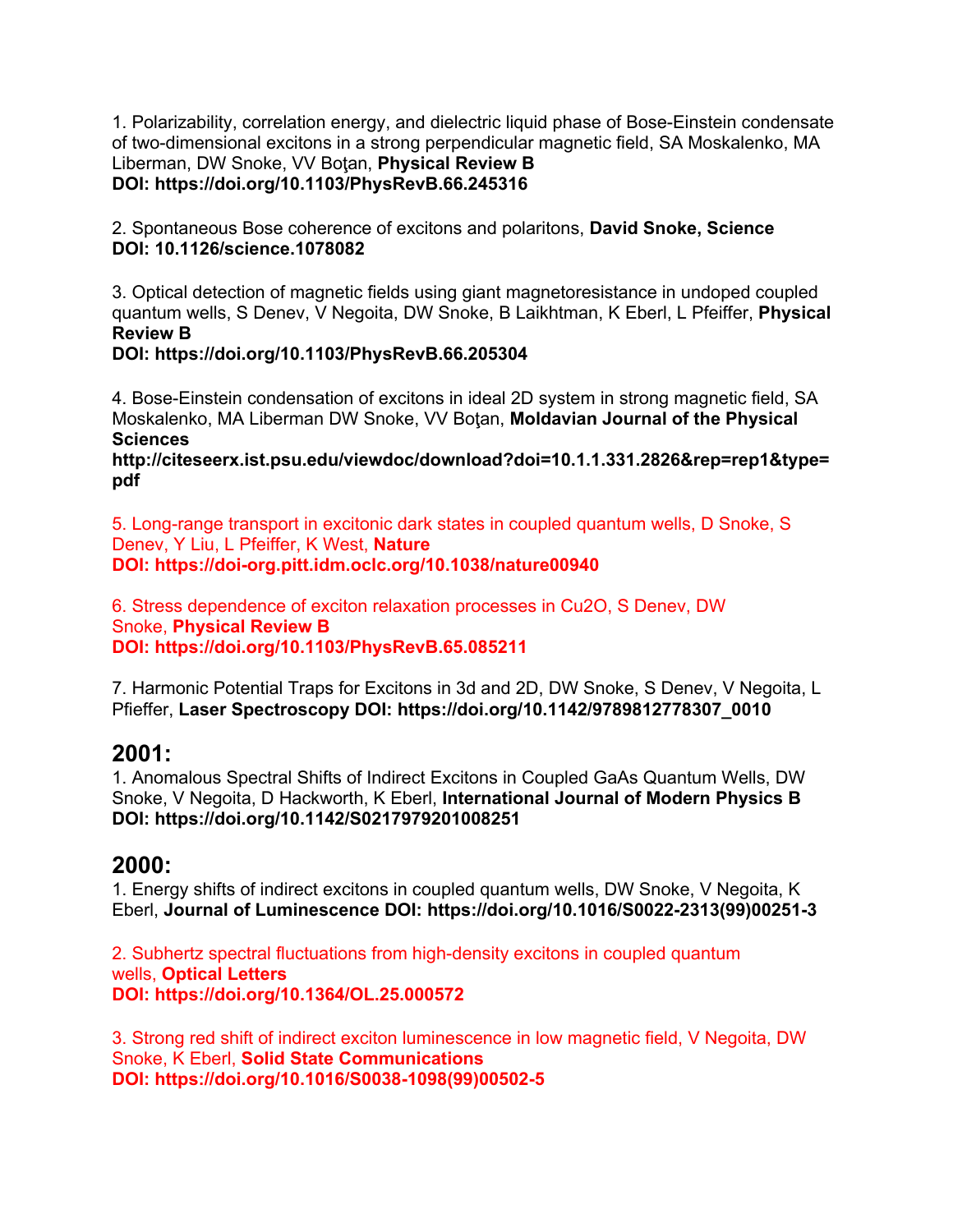1. Polarizability, correlation energy, and dielectric liquid phase of Bose-Einstein condensate of two-dimensional excitons in a strong perpendicular magnetic field, SA Moskalenko, MA Liberman, DW Snoke, VV Boţan, **Physical Review B**
**DOI: https://doi.org/10.1103/PhysRevB.66.245316**

2. Spontaneous Bose coherence of excitons and polaritons, **David Snoke, Science**
**DOI: 10.1126/science.1078082**

3. Optical detection of magnetic fields using giant magnetoresistance in undoped coupled quantum wells, S Denev, V Negoita, DW Snoke, B Laikhtman, K Eberl, L Pfeiffer, **Physical Review B**
**DOI: https://doi.org/10.1103/PhysRevB.66.205304**

4. Bose-Einstein condensation of excitons in ideal 2D system in strong magnetic field, SA Moskalenko, MA Liberman DW Snoke, VV Boţan, **Moldavian Journal of the Physical Sciences**
**http://citeseerx.ist.psu.edu/viewdoc/download?doi=10.1.1.331.2826&rep=rep1&type=pdf**

5. Long-range transport in excitonic dark states in coupled quantum wells, D Snoke, S Denev, Y Liu, L Pfeiffer, K West, **Nature**
**DOI: https://doi-org.pitt.idm.oclc.org/10.1038/nature00940**

6. Stress dependence of exciton relaxation processes in $Cu_2O$, S Denev, DW Snoke, **Physical Review B**
**DOI: https://doi.org/10.1103/PhysRevB.65.085211**

7. Harmonic Potential Traps for Excitons in 3d and 2D, DW Snoke, S Denev, V Negoita, L Pfieffer, **Laser Spectroscopy DOI: https://doi.org/10.1142/9789812778307_0010**

## 2001:

1. Anomalous Spectral Shifts of Indirect Excitons in Coupled GaAs Quantum Wells, DW Snoke, V Negoita, D Hackworth, K Eberl, **International Journal of Modern Physics B DOI: https://doi.org/10.1142/S0217979201008251**

## 2000:

1. Energy shifts of indirect excitons in coupled quantum wells, DW Snoke, V Negoita, K Eberl, **Journal of Luminescence DOI: https://doi.org/10.1016/S0022-2313(99)00251-3**

2. Subhertz spectral fluctuations from high-density excitons in coupled quantum wells, **Optical Letters**
**DOI: https://doi.org/10.1364/OL.25.000572**

3. Strong red shift of indirect exciton luminescence in low magnetic field, V Negoita, DW Snoke, K Eberl, **Solid State Communications**
**DOI: https://doi.org/10.1016/S0038-1098(99)00502-5**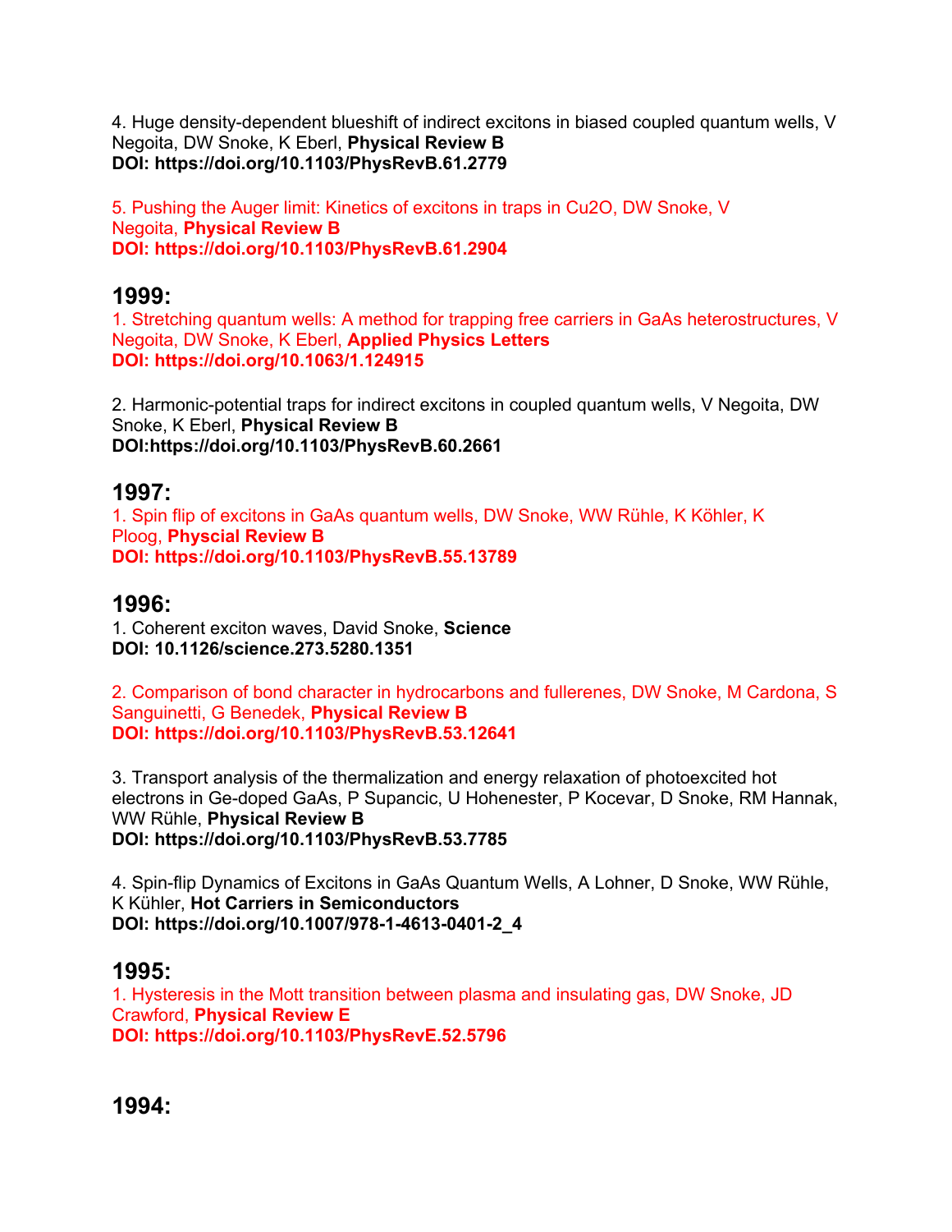4. Huge density-dependent blueshift of indirect excitons in biased coupled quantum wells, V Negoita, DW Snoke, K Eberl, **Physical Review B**
**DOI: https://doi.org/10.1103/PhysRevB.61.2779**

5. Pushing the Auger limit: Kinetics of excitons in traps in Cu2O, DW Snoke, V Negoita, **Physical Review B**
**DOI: https://doi.org/10.1103/PhysRevB.61.2904**

## 1999:

1. Stretching quantum wells: A method for trapping free carriers in GaAs heterostructures, V Negoita, DW Snoke, K Eberl, **Applied Physics Letters**
**DOI: https://doi.org/10.1063/1.124915**

2. Harmonic-potential traps for indirect excitons in coupled quantum wells, V Negoita, DW Snoke, K Eberl, **Physical Review B**
**DOI:https://doi.org/10.1103/PhysRevB.60.2661**

## 1997:

1. Spin flip of excitons in GaAs quantum wells, DW Snoke, WW Rühle, K Köhler, K Ploog, **Physcial Review B**
**DOI: https://doi.org/10.1103/PhysRevB.55.13789**

## 1996:

1. Coherent exciton waves, David Snoke, **Science**
**DOI: 10.1126/science.273.5280.1351**

2. Comparison of bond character in hydrocarbons and fullerenes, DW Snoke, M Cardona, S Sanguinetti, G Benedek, **Physical Review B**
**DOI: https://doi.org/10.1103/PhysRevB.53.12641**

3. Transport analysis of the thermalization and energy relaxation of photoexcited hot electrons in Ge-doped GaAs, P Supancic, U Hohenester, P Kocevar, D Snoke, RM Hannak, WW Rühle, **Physical Review B**
**DOI: https://doi.org/10.1103/PhysRevB.53.7785**

4. Spin-flip Dynamics of Excitons in GaAs Quantum Wells, A Lohner, D Snoke, WW Rühle, K Kühler, **Hot Carriers in Semiconductors**
**DOI: https://doi.org/10.1007/978-1-4613-0401-2_4**

## 1995:

1. Hysteresis in the Mott transition between plasma and insulating gas, DW Snoke, JD Crawford, **Physical Review E**
**DOI: https://doi.org/10.1103/PhysRevE.52.5796**

## 1994: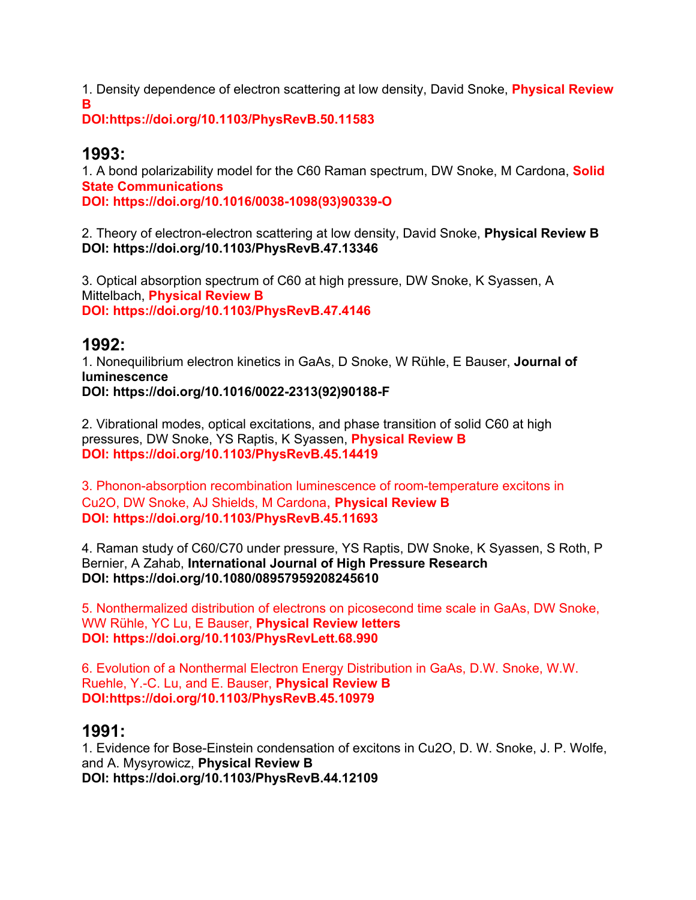1. Density dependence of electron scattering at low density, David Snoke, **Physical Review B**
**DOI:https://doi.org/10.1103/PhysRevB.50.11583**

## 1993:

1. A bond polarizability model for the C60 Raman spectrum, DW Snoke, M Cardona, **Solid State Communications**
**DOI: https://doi.org/10.1016/0038-1098(93)90339-O**

2. Theory of electron-electron scattering at low density, David Snoke, **Physical Review B**
**DOI: https://doi.org/10.1103/PhysRevB.47.13346**

3. Optical absorption spectrum of C60 at high pressure, DW Snoke, K Syassen, A Mittelbach, **Physical Review B**
**DOI: https://doi.org/10.1103/PhysRevB.47.4146**

## 1992:

1. Nonequilibrium electron kinetics in GaAs, D Snoke, W Rühle, E Bauser, **Journal of luminescence**
**DOI: https://doi.org/10.1016/0022-2313(92)90188-F**

2. Vibrational modes, optical excitations, and phase transition of solid C60 at high pressures, DW Snoke, YS Raptis, K Syassen, **Physical Review B**
**DOI: https://doi.org/10.1103/PhysRevB.45.14419**

3. Phonon-absorption recombination luminescence of room-temperature excitons in $Cu_2O$, DW Snoke, AJ Shields, M Cardona, **Physical Review B**
**DOI: https://doi.org/10.1103/PhysRevB.45.11693**

4. Raman study of C60/C70 under pressure, YS Raptis, DW Snoke, K Syassen, S Roth, P Bernier, A Zahab, **International Journal of High Pressure Research**
**DOI: https://doi.org/10.1080/08957959208245610**

5. Nonthermalized distribution of electrons on picosecond time scale in GaAs, DW Snoke, WW Rühle, YC Lu, E Bauser, **Physical Review letters**
**DOI: https://doi.org/10.1103/PhysRevLett.68.990**

6. Evolution of a Nonthermal Electron Energy Distribution in GaAs, D.W. Snoke, W.W. Ruehle, Y.-C. Lu, and E. Bauser, **Physical Review B**
**DOI:https://doi.org/10.1103/PhysRevB.45.10979**

## 1991:

1. Evidence for Bose-Einstein condensation of excitons in $Cu_2O$, D. W. Snoke, J. P. Wolfe, and A. Mysyrowicz, **Physical Review B**
**DOI: https://doi.org/10.1103/PhysRevB.44.12109**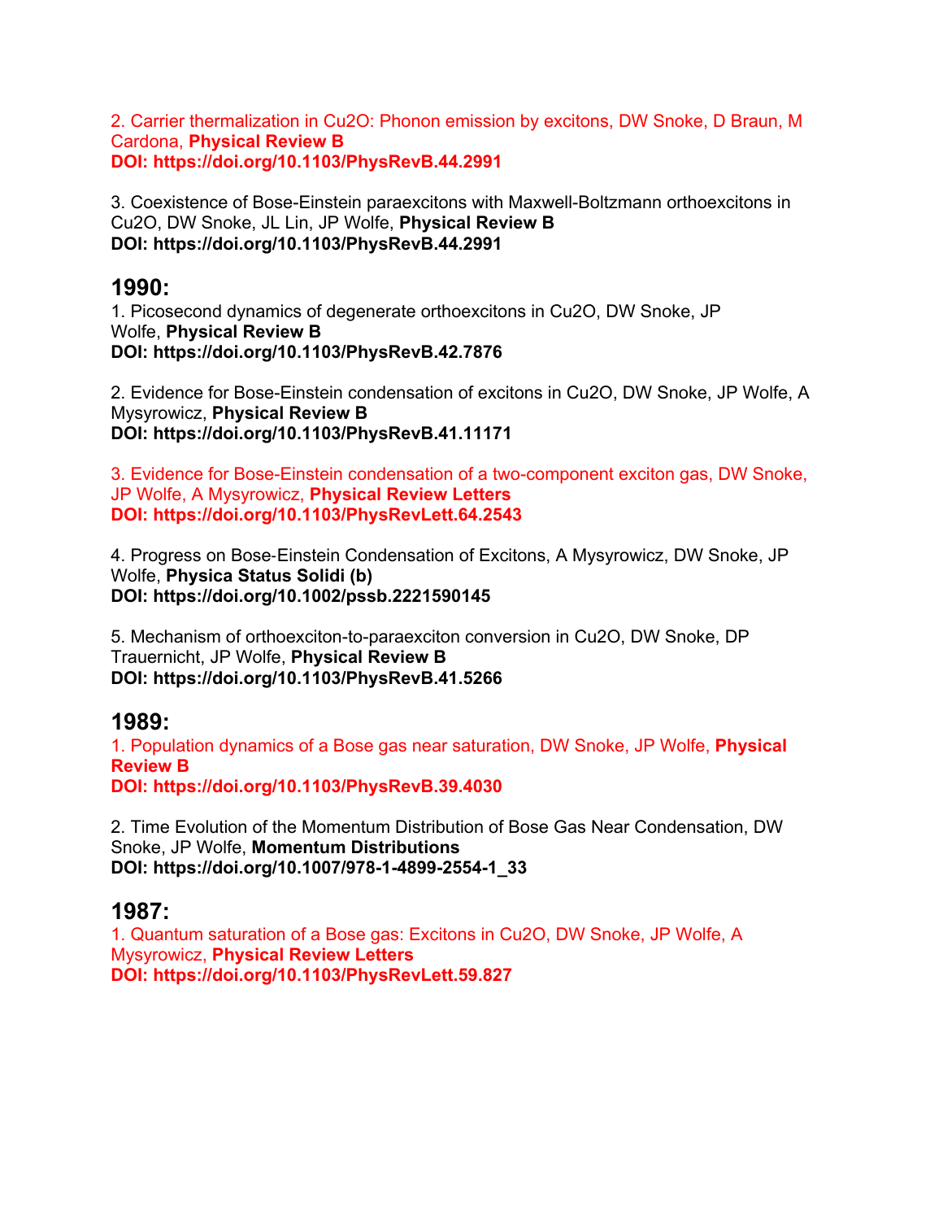2. Carrier thermalization in Cu2O: Phonon emission by excitons, DW Snoke, D Braun, M Cardona, **Physical Review B**
**DOI: https://doi.org/10.1103/PhysRevB.44.2991**

3. Coexistence of Bose-Einstein paraexcitons with Maxwell-Boltzmann orthoexcitons in Cu2O, DW Snoke, JL Lin, JP Wolfe, **Physical Review B**
**DOI: https://doi.org/10.1103/PhysRevB.44.2991**

## 1990:

1. Picosecond dynamics of degenerate orthoexcitons in Cu2O, DW Snoke, JP Wolfe, **Physical Review B**
**DOI: https://doi.org/10.1103/PhysRevB.42.7876**

2. Evidence for Bose-Einstein condensation of excitons in Cu2O, DW Snoke, JP Wolfe, A Mysyrowicz, **Physical Review B**
**DOI: https://doi.org/10.1103/PhysRevB.41.11171**

3. Evidence for Bose-Einstein condensation of a two-component exciton gas, DW Snoke, JP Wolfe, A Mysyrowicz, **Physical Review Letters**
**DOI: https://doi.org/10.1103/PhysRevLett.64.2543**

4. Progress on Bose-Einstein Condensation of Excitons, A Mysyrowicz, DW Snoke, JP Wolfe, **Physica Status Solidi (b)**
**DOI: https://doi.org/10.1002/pssb.2221590145**

5. Mechanism of orthoexciton-to-paraexciton conversion in Cu2O, DW Snoke, DP Trauernicht, JP Wolfe, **Physical Review B**
**DOI: https://doi.org/10.1103/PhysRevB.41.5266**

## 1989:

1. Population dynamics of a Bose gas near saturation, DW Snoke, JP Wolfe, **Physical Review B**
**DOI: https://doi.org/10.1103/PhysRevB.39.4030**

2. Time Evolution of the Momentum Distribution of Bose Gas Near Condensation, DW Snoke, JP Wolfe, **Momentum Distributions**
**DOI: https://doi.org/10.1007/978-1-4899-2554-1_33**

## 1987:

1. Quantum saturation of a Bose gas: Excitons in Cu2O, DW Snoke, JP Wolfe, A Mysyrowicz, **Physical Review Letters**
**DOI: https://doi.org/10.1103/PhysRevLett.59.827**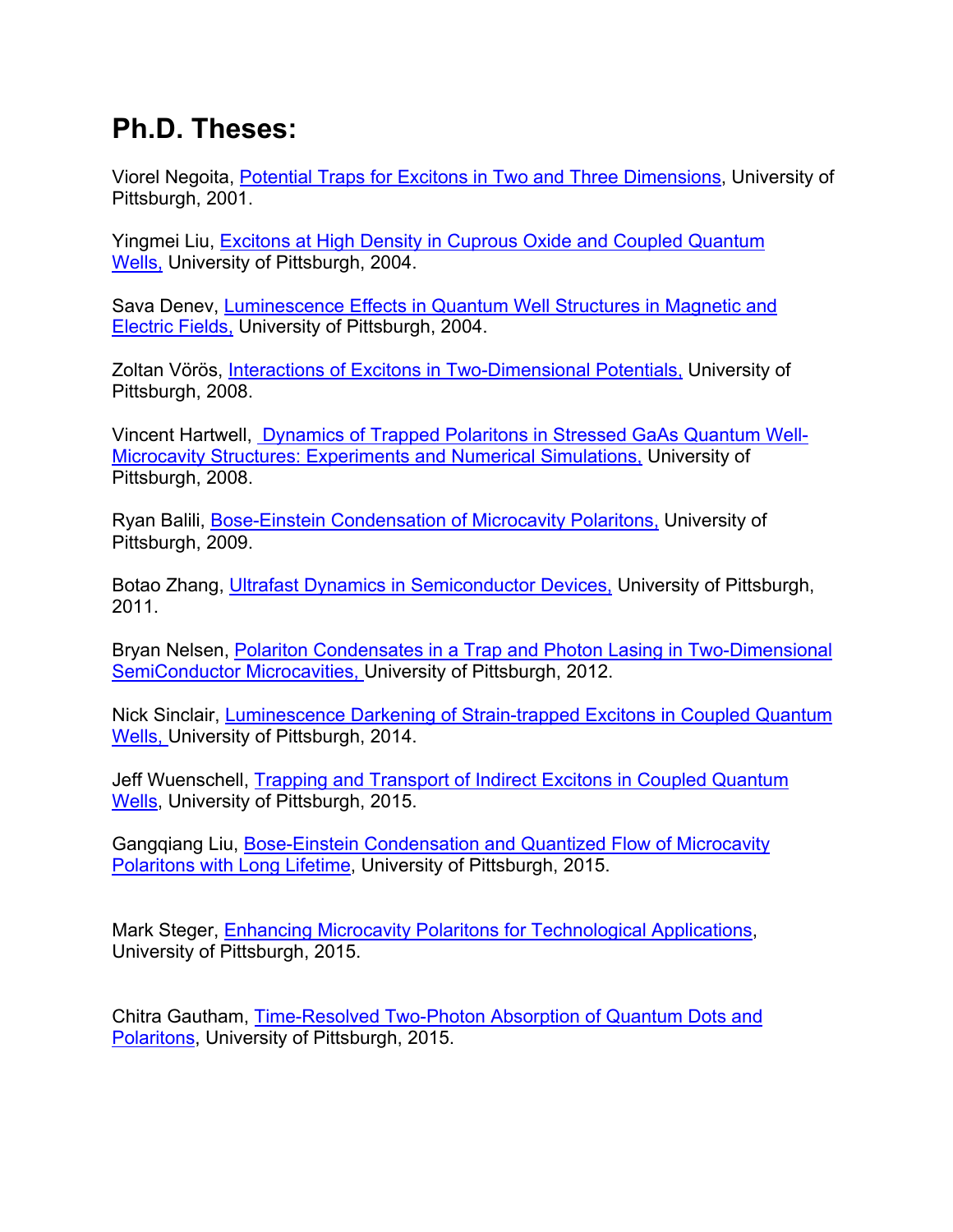# Ph.D. Theses:

Viorel Negoita, Potential Traps for Excitons in Two and Three Dimensions, University of Pittsburgh, 2001.

Yingmei Liu, Excitons at High Density in Cuprous Oxide and Coupled Quantum Wells, University of Pittsburgh, 2004.

Sava Denev, Luminescence Effects in Quantum Well Structures in Magnetic and Electric Fields, University of Pittsburgh, 2004.

Zoltan Vörös, Interactions of Excitons in Two-Dimensional Potentials, University of Pittsburgh, 2008.

Vincent Hartwell, Dynamics of Trapped Polaritons in Stressed GaAs Quantum Well-Microcavity Structures: Experiments and Numerical Simulations, University of Pittsburgh, 2008.

Ryan Balili, Bose-Einstein Condensation of Microcavity Polaritons, University of Pittsburgh, 2009.

Botao Zhang, Ultrafast Dynamics in Semiconductor Devices, University of Pittsburgh, 2011.

Bryan Nelsen, Polariton Condensates in a Trap and Photon Lasing in Two-Dimensional SemiConductor Microcavities, University of Pittsburgh, 2012.

Nick Sinclair, Luminescence Darkening of Strain-trapped Excitons in Coupled Quantum Wells, University of Pittsburgh, 2014.

Jeff Wuenschell, Trapping and Transport of Indirect Excitons in Coupled Quantum Wells, University of Pittsburgh, 2015.

Gangqiang Liu, Bose-Einstein Condensation and Quantized Flow of Microcavity Polaritons with Long Lifetime, University of Pittsburgh, 2015.

Mark Steger, Enhancing Microcavity Polaritons for Technological Applications, University of Pittsburgh, 2015.

Chitra Gautham, Time-Resolved Two-Photon Absorption of Quantum Dots and Polaritons, University of Pittsburgh, 2015.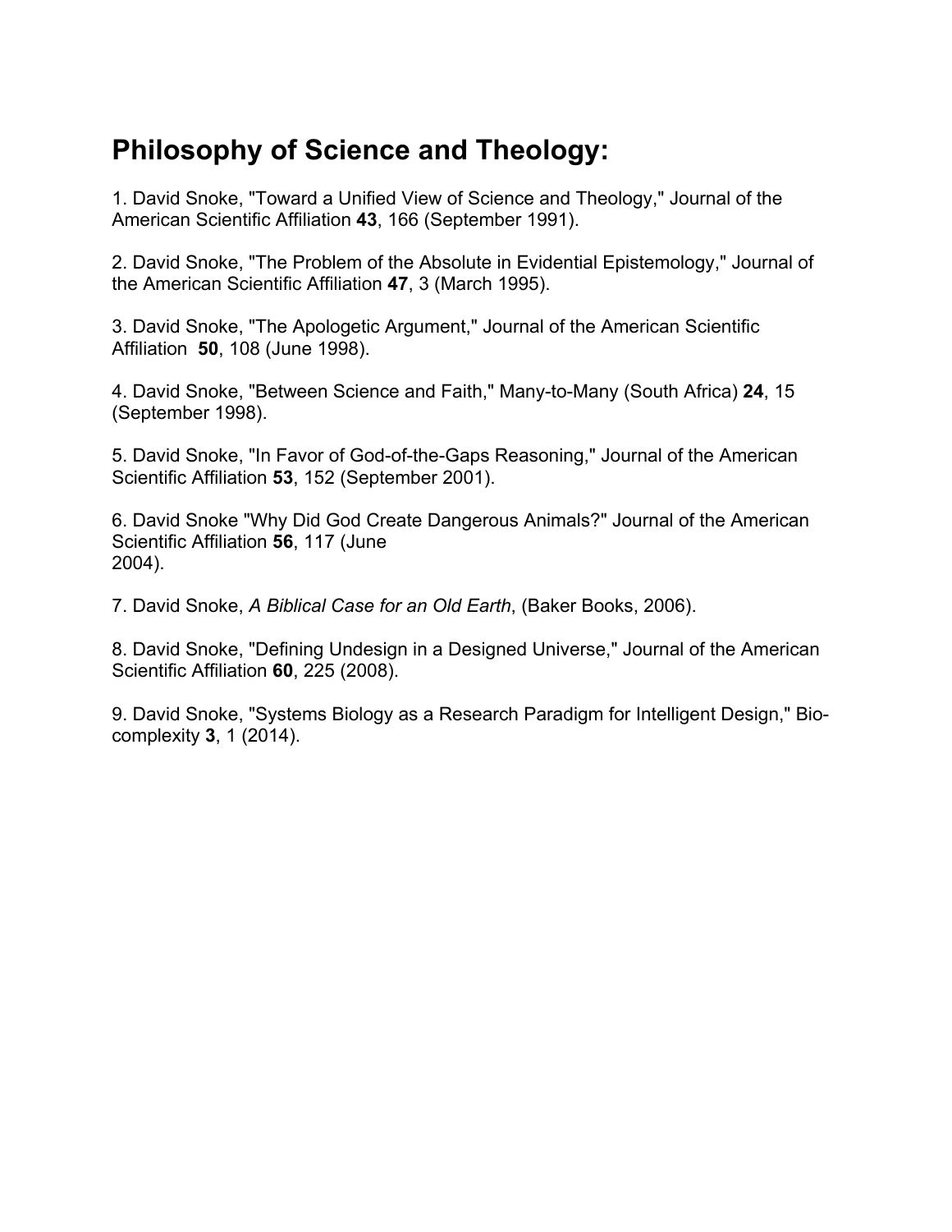## Philosophy of Science and Theology:

1. David Snoke, "Toward a Unified View of Science and Theology," Journal of the American Scientific Affiliation **43**, 166 (September 1991).

2. David Snoke, "The Problem of the Absolute in Evidential Epistemology," Journal of the American Scientific Affiliation **47**, 3 (March 1995).

3. David Snoke, "The Apologetic Argument," Journal of the American Scientific Affiliation **50**, 108 (June 1998).

4. David Snoke, "Between Science and Faith," Many-to-Many (South Africa) **24**, 15 (September 1998).

5. David Snoke, "In Favor of God-of-the-Gaps Reasoning," Journal of the American Scientific Affiliation **53**, 152 (September 2001).

6. David Snoke "Why Did God Create Dangerous Animals?" Journal of the American Scientific Affiliation **56**, 117 (June 2004).

7. David Snoke, *A Biblical Case for an Old Earth*, (Baker Books, 2006).

8. David Snoke, "Defining Undesign in a Designed Universe," Journal of the American Scientific Affiliation **60**, 225 (2008).

9. David Snoke, "Systems Biology as a Research Paradigm for Intelligent Design," Bio-complexity **3**, 1 (2014).